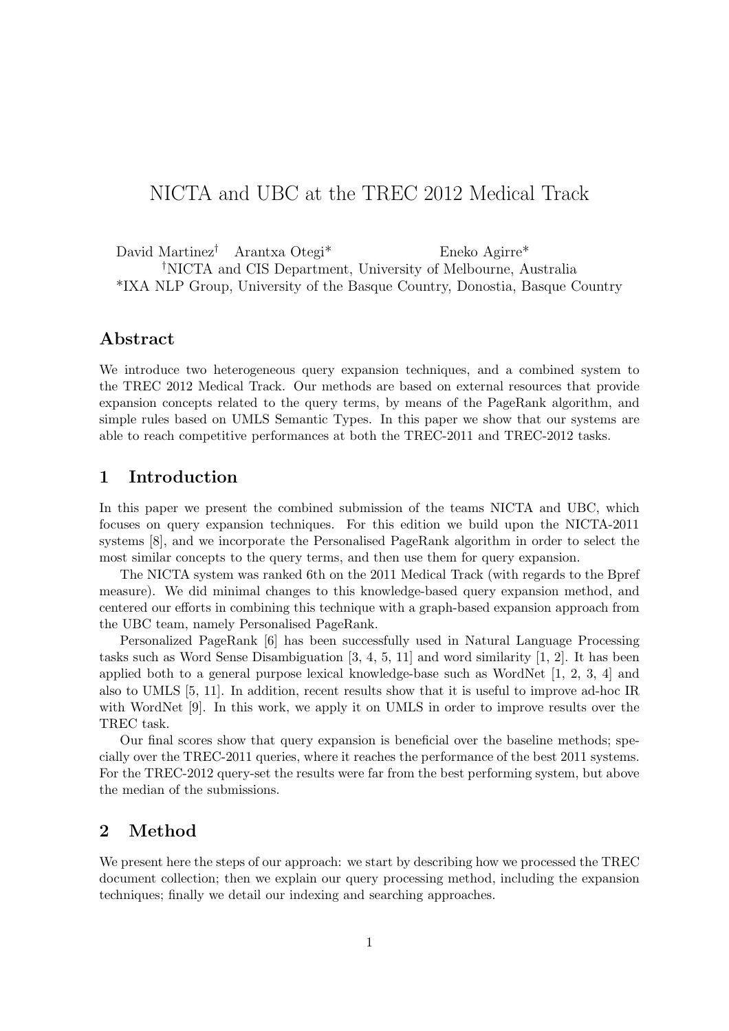# NICTA and UBC at the TREC 2012 Medical Track

David Martinez[†] Arantxa Otegi[*] Eneko Agirre[*]

[†]NICTA and CIS Department, University of Melbourne, Australia

[*]IXA NLP Group, University of the Basque Country, Donostia, Basque Country

## Abstract

We introduce two heterogeneous query expansion techniques, and a combined system to the TREC 2012 Medical Track. Our methods are based on external resources that provide expansion concepts related to the query terms, by means of the PageRank algorithm, and simple rules based on UMLS Semantic Types. In this paper we show that our systems are able to reach competitive performances at both the TREC-2011 and TREC-2012 tasks.

## 1 Introduction

In this paper we present the combined submission of the teams NICTA and UBC, which focuses on query expansion techniques. For this edition we build upon the NICTA-2011 systems [8], and we incorporate the Personalised PageRank algorithm in order to select the most similar concepts to the query terms, and then use them for query expansion.

The NICTA system was ranked 6th on the 2011 Medical Track (with regards to the Bpref measure). We did minimal changes to this knowledge-based query expansion method, and centered our efforts in combining this technique with a graph-based expansion approach from the UBC team, namely Personalised PageRank.

Personalized PageRank [6] has been successfully used in Natural Language Processing tasks such as Word Sense Disambiguation [3, 4, 5, 11] and word similarity [1, 2]. It has been applied both to a general purpose lexical knowledge-base such as WordNet [1, 2, 3, 4] and also to UMLS [5, 11]. In addition, recent results show that it is useful to improve ad-hoc IR with WordNet [9]. In this work, we apply it on UMLS in order to improve results over the TREC task.

Our final scores show that query expansion is beneficial over the baseline methods; specially over the TREC-2011 queries, where it reaches the performance of the best 2011 systems. For the TREC-2012 query-set the results were far from the best performing system, but above the median of the submissions.

## 2 Method

We present here the steps of our approach: we start by describing how we processed the TREC document collection; then we explain our query processing method, including the expansion techniques; finally we detail our indexing and searching approaches.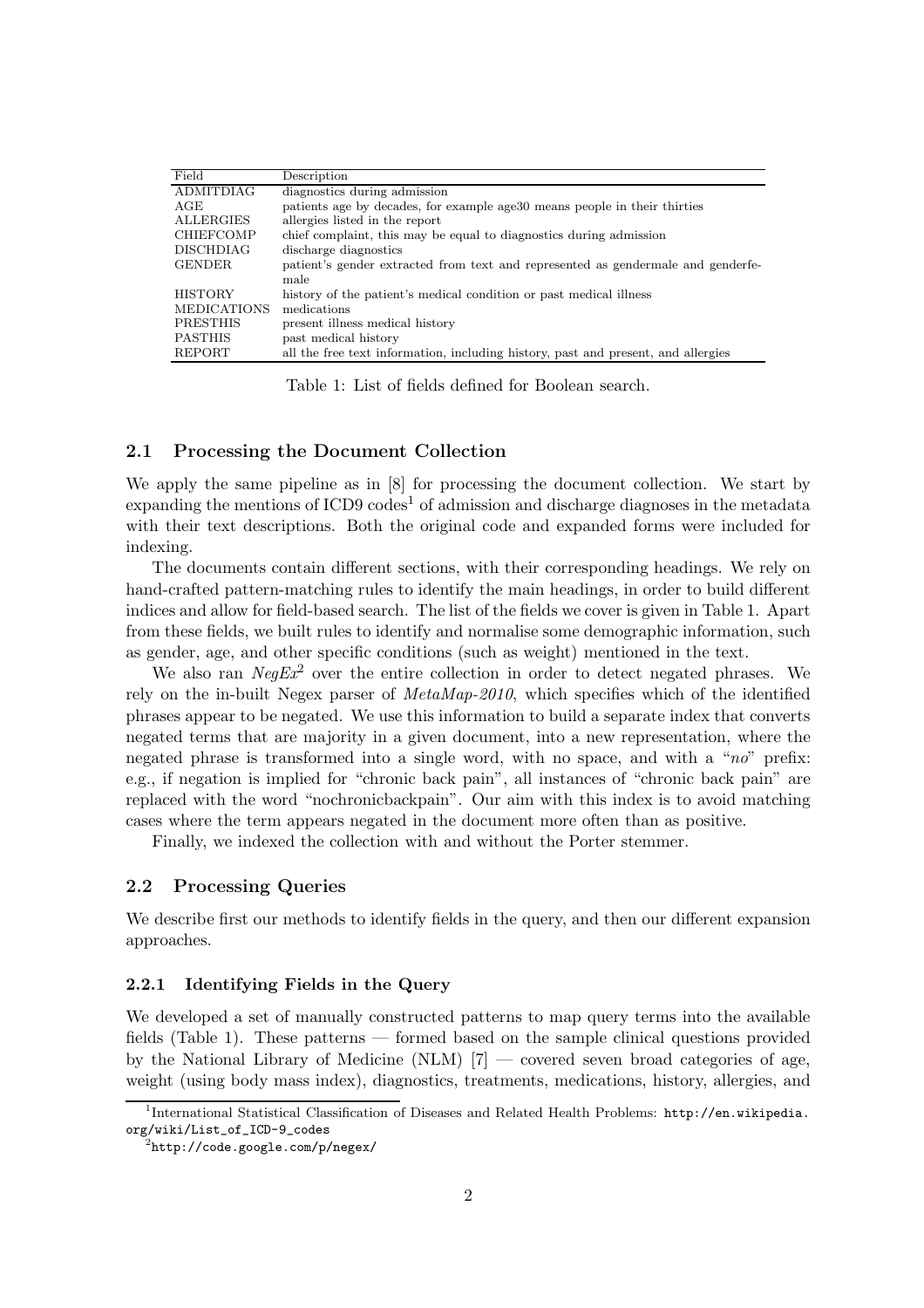| Field | Description |
|---|---|
| ADMITDIAG | diagnostics during admission |
| AGE | patients age by decades, for example age30 means people in their thirties |
| ALLERGIES | allergies listed in the report |
| CHIEFCOMP | chief complaint, this may be equal to diagnostics during admission |
| DISCHDIAG | discharge diagnostics |
| GENDER | patient's gender extracted from text and represented as gendermale and genderfemale |
| HISTORY | history of the patient's medical condition or past medical illness |
| MEDICATIONS | medications |
| PRESTHIS | present illness medical history |
| PASTHIS | past medical history |
| REPORT | all the free text information, including history, past and present, and allergies |

Table 1: List of fields defined for Boolean search.

### 2.1 Processing the Document Collection

We apply the same pipeline as in [8] for processing the document collection. We start by expanding the mentions of ICD9 codes[1] of admission and discharge diagnoses in the metadata with their text descriptions. Both the original code and expanded forms were included for indexing.

The documents contain different sections, with their corresponding headings. We rely on hand-crafted pattern-matching rules to identify the main headings, in order to build different indices and allow for field-based search. The list of the fields we cover is given in Table 1. Apart from these fields, we built rules to identify and normalise some demographic information, such as gender, age, and other specific conditions (such as weight) mentioned in the text.

We also ran *NegEx*[2] over the entire collection in order to detect negated phrases. We rely on the in-built Negex parser of *MetaMap-2010*, which specifies which of the identified phrases appear to be negated. We use this information to build a separate index that converts negated terms that are majority in a given document, into a new representation, where the negated phrase is transformed into a single word, with no space, and with a "*no*" prefix: e.g., if negation is implied for "chronic back pain", all instances of "chronic back pain" are replaced with the word "nochronicbackpain". Our aim with this index is to avoid matching cases where the term appears negated in the document more often than as positive.

Finally, we indexed the collection with and without the Porter stemmer.

### 2.2 Processing Queries

We describe first our methods to identify fields in the query, and then our different expansion approaches.

#### 2.2.1 Identifying Fields in the Query

We developed a set of manually constructed patterns to map query terms into the available fields (Table 1). These patterns — formed based on the sample clinical questions provided by the National Library of Medicine (NLM) [7] — covered seven broad categories of age, weight (using body mass index), diagnostics, treatments, medications, history, allergies, and

[1] International Statistical Classification of Diseases and Related Health Problems: `http://en.wikipedia.org/wiki/List_of_ICD-9_codes`

[2] `http://code.google.com/p/negex/`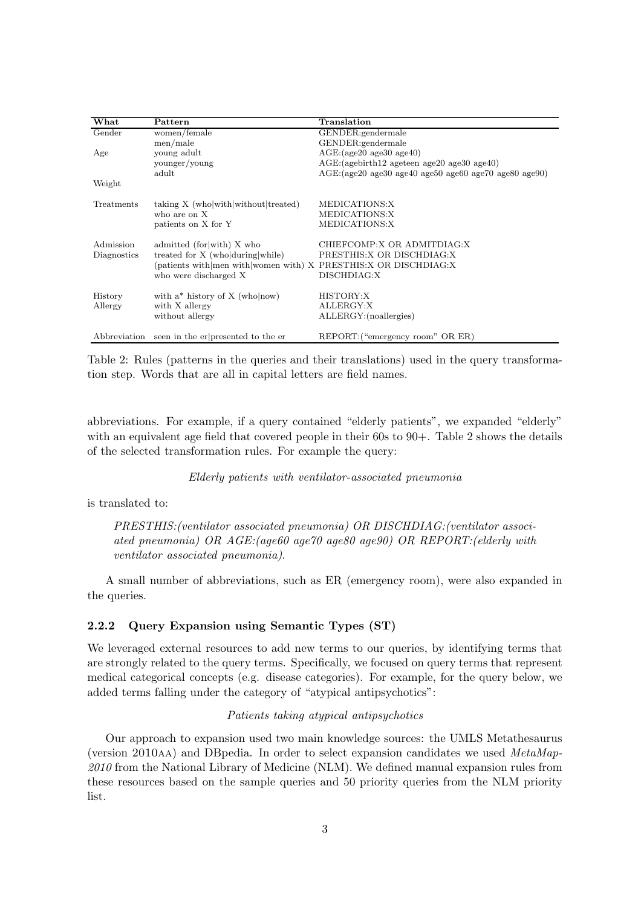| What | Pattern | Translation |
|---|---|---|
| Gender | women/female | GENDER:gendermale |
| | men/male | GENDER:gendermale |
| Age | young adult | AGE:(age20 age30 age40) |
| | younger/young | AGE:(agebirth12 ageteen age20 age30 age40) |
| | adult | AGE:(age20 age30 age40 age50 age60 age70 age80 age90) |
| Weight | | |
| Treatments | taking X (who\|with\|without\|treated) | MEDICATIONS:X |
| | who are on X | MEDICATIONS:X |
| | patients on X for Y | MEDICATIONS:X |
| Admission | admitted (for\|with) X who | CHIEFCOMP:X OR ADMITDIAG:X |
| Diagnostics | treated for X (who\|during\|while) | PRESTHIS:X OR DISCHDIAG:X |
| | (patients with\|men with\|women with) X | PRESTHIS:X OR DISCHDIAG:X |
| | who were discharged X | DISCHDIAG:X |
| History | with a* history of X (who\|now) | HISTORY:X |
| Allergy | with X allergy | ALLERGY:X |
| | without allergy | ALLERGY:(noallergies) |
| Abbreviation | seen in the er\|presented to the er | REPORT:("emergency room" OR ER) |

Table 2: Rules (patterns in the queries and their translations) used in the query transformation step. Words that are all in capital letters are field names.

abbreviations. For example, if a query contained "elderly patients", we expanded "elderly" with an equivalent age field that covered people in their 60s to 90+. Table 2 shows the details of the selected transformation rules. For example the query:

*Elderly patients with ventilator-associated pneumonia*

is translated to:

> *PRESTHIS:(ventilator associated pneumonia) OR DISCHDIAG:(ventilator associated pneumonia) OR AGE:(age60 age70 age80 age90) OR REPORT:(elderly with ventilator associated pneumonia).*

A small number of abbreviations, such as ER (emergency room), were also expanded in the queries.

### 2.2.2 Query Expansion using Semantic Types (ST)

We leveraged external resources to add new terms to our queries, by identifying terms that are strongly related to the query terms. Specifically, we focused on query terms that represent medical categorical concepts (e.g. disease categories). For example, for the query below, we added terms falling under the category of "atypical antipsychotics":

*Patients taking atypical antipsychotics*

Our approach to expansion used two main knowledge sources: the UMLS Metathesaurus (version 2010AA) and DBpedia. In order to select expansion candidates we used *MetaMap-2010* from the National Library of Medicine (NLM). We defined manual expansion rules from these resources based on the sample queries and 50 priority queries from the NLM priority list.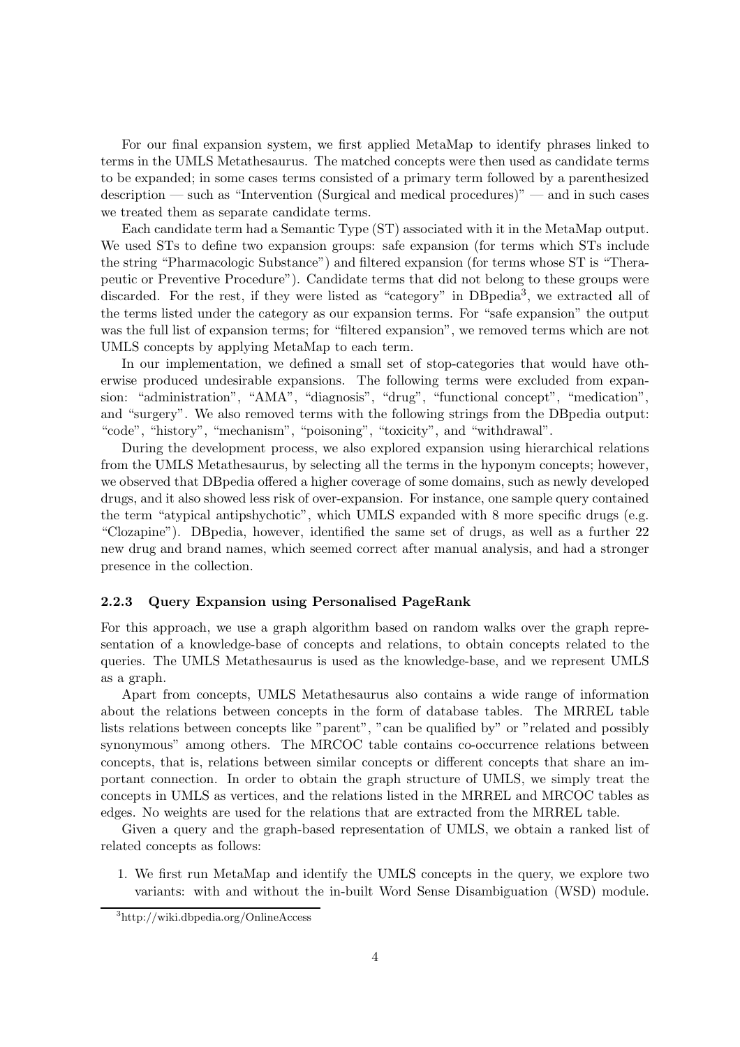For our final expansion system, we first applied MetaMap to identify phrases linked to terms in the UMLS Metathesaurus. The matched concepts were then used as candidate terms to be expanded; in some cases terms consisted of a primary term followed by a parenthesized description — such as "Intervention (Surgical and medical procedures)" — and in such cases we treated them as separate candidate terms.

Each candidate term had a Semantic Type (ST) associated with it in the MetaMap output. We used STs to define two expansion groups: safe expansion (for terms which STs include the string "Pharmacologic Substance") and filtered expansion (for terms whose ST is "Therapeutic or Preventive Procedure"). Candidate terms that did not belong to these groups were discarded. For the rest, if they were listed as "category" in DBpedia[3], we extracted all of the terms listed under the category as our expansion terms. For "safe expansion" the output was the full list of expansion terms; for "filtered expansion", we removed terms which are not UMLS concepts by applying MetaMap to each term.

In our implementation, we defined a small set of stop-categories that would have otherwise produced undesirable expansions. The following terms were excluded from expansion: "administration", "AMA", "diagnosis", "drug", "functional concept", "medication", and "surgery". We also removed terms with the following strings from the DBpedia output: "code", "history", "mechanism", "poisoning", "toxicity", and "withdrawal".

During the development process, we also explored expansion using hierarchical relations from the UMLS Metathesaurus, by selecting all the terms in the hyponym concepts; however, we observed that DBpedia offered a higher coverage of some domains, such as newly developed drugs, and it also showed less risk of over-expansion. For instance, one sample query contained the term "atypical antipshychotic", which UMLS expanded with 8 more specific drugs (e.g. "Clozapine"). DBpedia, however, identified the same set of drugs, as well as a further 22 new drug and brand names, which seemed correct after manual analysis, and had a stronger presence in the collection.

#### 2.2.3 Query Expansion using Personalised PageRank

For this approach, we use a graph algorithm based on random walks over the graph representation of a knowledge-base of concepts and relations, to obtain concepts related to the queries. The UMLS Metathesaurus is used as the knowledge-base, and we represent UMLS as a graph.

Apart from concepts, UMLS Metathesaurus also contains a wide range of information about the relations between concepts in the form of database tables. The MRREL table lists relations between concepts like "parent", "can be qualified by" or "related and possibly synonymous" among others. The MRCOC table contains co-occurrence relations between concepts, that is, relations between similar concepts or different concepts that share an important connection. In order to obtain the graph structure of UMLS, we simply treat the concepts in UMLS as vertices, and the relations listed in the MRREL and MRCOC tables as edges. No weights are used for the relations that are extracted from the MRREL table.

Given a query and the graph-based representation of UMLS, we obtain a ranked list of related concepts as follows:

1. We first run MetaMap and identify the UMLS concepts in the query, we explore two variants: with and without the in-built Word Sense Disambiguation (WSD) module.

[3] http://wiki.dbpedia.org/OnlineAccess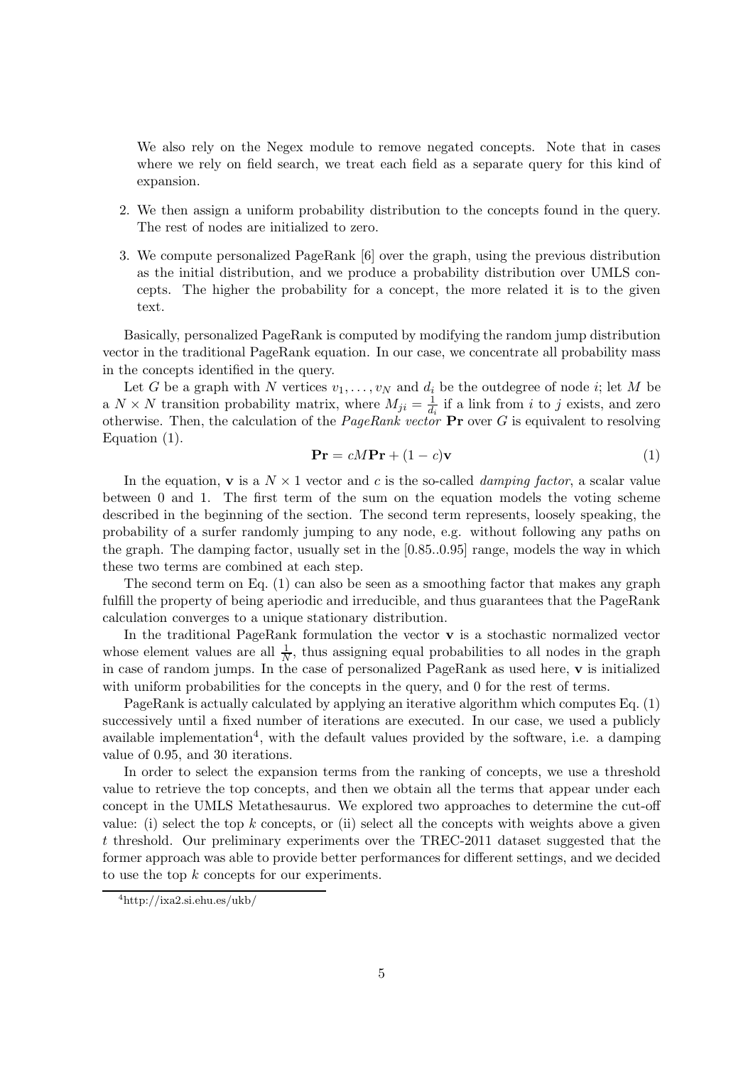We also rely on the Negex module to remove negated concepts. Note that in cases where we rely on field search, we treat each field as a separate query for this kind of expansion.

2. We then assign a uniform probability distribution to the concepts found in the query. The rest of nodes are initialized to zero.

3. We compute personalized PageRank [6] over the graph, using the previous distribution as the initial distribution, and we produce a probability distribution over UMLS concepts. The higher the probability for a concept, the more related it is to the given text.

Basically, personalized PageRank is computed by modifying the random jump distribution vector in the traditional PageRank equation. In our case, we concentrate all probability mass in the concepts identified in the query.

Let $G$ be a graph with $N$ vertices $v_1, \ldots, v_N$ and $d_i$ be the outdegree of node $i$; let $M$ be a $N \times N$ transition probability matrix, where $M_{ji} = \frac{1}{d_i}$ if a link from $i$ to $j$ exists, and zero otherwise. Then, the calculation of the *PageRank vector* $\mathbf{Pr}$ over $G$ is equivalent to resolving Equation (1).

$$\mathbf{Pr} = cM\mathbf{Pr} + (1 - c)\mathbf{v} \tag{1}$$

In the equation, $\mathbf{v}$ is a $N \times 1$ vector and $c$ is the so-called *damping factor*, a scalar value between 0 and 1. The first term of the sum on the equation models the voting scheme described in the beginning of the section. The second term represents, loosely speaking, the probability of a surfer randomly jumping to any node, e.g. without following any paths on the graph. The damping factor, usually set in the [0.85..0.95] range, models the way in which these two terms are combined at each step.

The second term on Eq. (1) can also be seen as a smoothing factor that makes any graph fulfill the property of being aperiodic and irreducible, and thus guarantees that the PageRank calculation converges to a unique stationary distribution.

In the traditional PageRank formulation the vector $\mathbf{v}$ is a stochastic normalized vector whose element values are all $\frac{1}{N}$, thus assigning equal probabilities to all nodes in the graph in case of random jumps. In the case of personalized PageRank as used here, $\mathbf{v}$ is initialized with uniform probabilities for the concepts in the query, and 0 for the rest of terms.

PageRank is actually calculated by applying an iterative algorithm which computes Eq. (1) successively until a fixed number of iterations are executed. In our case, we used a publicly available implementation[4], with the default values provided by the software, i.e. a damping value of 0.95, and 30 iterations.

In order to select the expansion terms from the ranking of concepts, we use a threshold value to retrieve the top concepts, and then we obtain all the terms that appear under each concept in the UMLS Metathesaurus. We explored two approaches to determine the cut-off value: (i) select the top $k$ concepts, or (ii) select all the concepts with weights above a given $t$ threshold. Our preliminary experiments over the TREC-2011 dataset suggested that the former approach was able to provide better performances for different settings, and we decided to use the top $k$ concepts for our experiments.

[4] http://ixa2.si.ehu.es/ukb/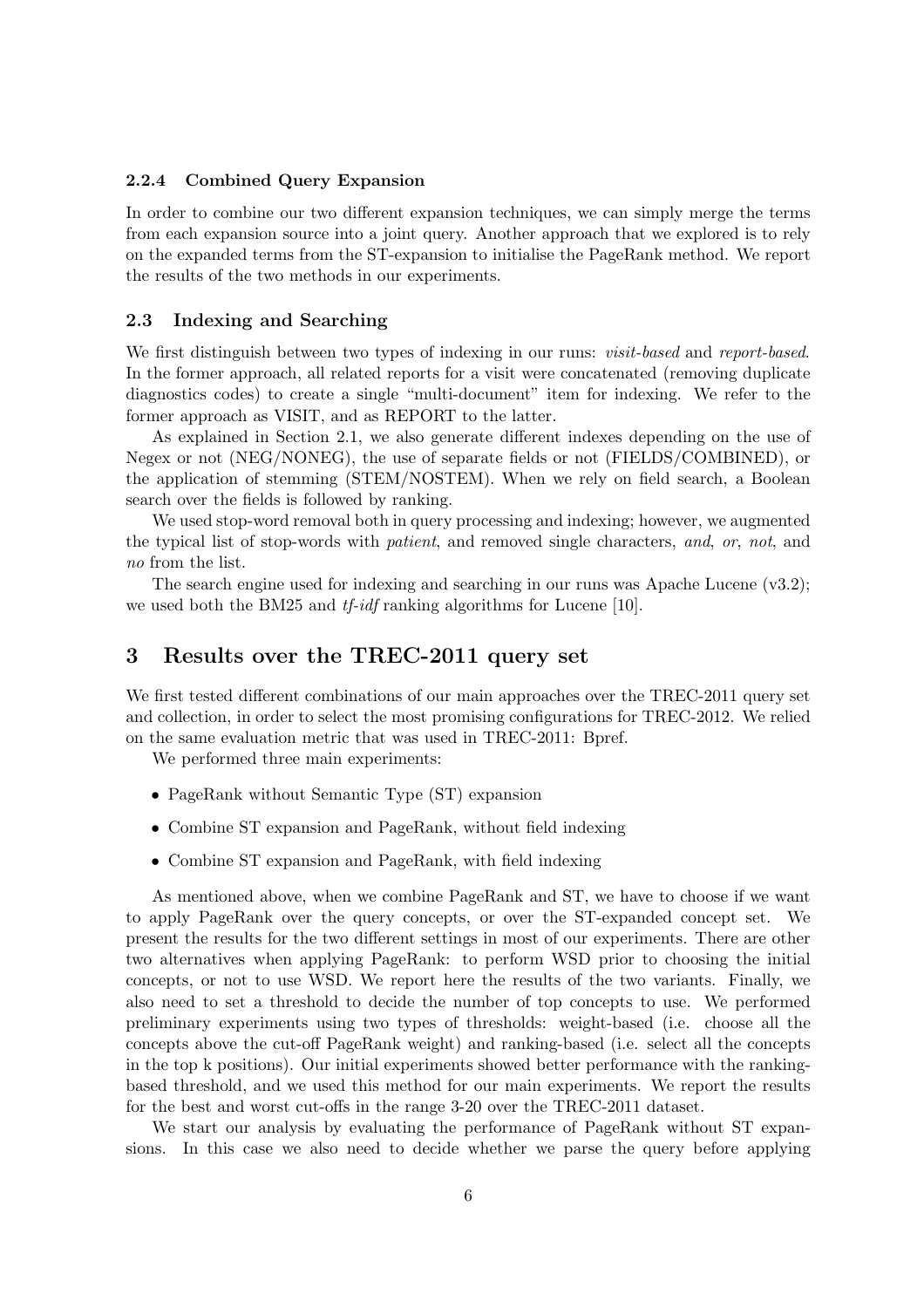#### 2.2.4 Combined Query Expansion

In order to combine our two different expansion techniques, we can simply merge the terms from each expansion source into a joint query. Another approach that we explored is to rely on the expanded terms from the ST-expansion to initialise the PageRank method. We report the results of the two methods in our experiments.

### 2.3 Indexing and Searching

We first distinguish between two types of indexing in our runs: *visit-based* and *report-based*. In the former approach, all related reports for a visit were concatenated (removing duplicate diagnostics codes) to create a single "multi-document" item for indexing. We refer to the former approach as VISIT, and as REPORT to the latter.

As explained in Section 2.1, we also generate different indexes depending on the use of Negex or not (NEG/NONEG), the use of separate fields or not (FIELDS/COMBINED), or the application of stemming (STEM/NOSTEM). When we rely on field search, a Boolean search over the fields is followed by ranking.

We used stop-word removal both in query processing and indexing; however, we augmented the typical list of stop-words with *patient*, and removed single characters, *and*, *or*, *not*, and *no* from the list.

The search engine used for indexing and searching in our runs was Apache Lucene (v3.2); we used both the BM25 and *tf-idf* ranking algorithms for Lucene [10].

## 3 Results over the TREC-2011 query set

We first tested different combinations of our main approaches over the TREC-2011 query set and collection, in order to select the most promising configurations for TREC-2012. We relied on the same evaluation metric that was used in TREC-2011: Bpref.

We performed three main experiments:

- PageRank without Semantic Type (ST) expansion
- Combine ST expansion and PageRank, without field indexing
- Combine ST expansion and PageRank, with field indexing

As mentioned above, when we combine PageRank and ST, we have to choose if we want to apply PageRank over the query concepts, or over the ST-expanded concept set. We present the results for the two different settings in most of our experiments. There are other two alternatives when applying PageRank: to perform WSD prior to choosing the initial concepts, or not to use WSD. We report here the results of the two variants. Finally, we also need to set a threshold to decide the number of top concepts to use. We performed preliminary experiments using two types of thresholds: weight-based (i.e. choose all the concepts above the cut-off PageRank weight) and ranking-based (i.e. select all the concepts in the top k positions). Our initial experiments showed better performance with the ranking-based threshold, and we used this method for our main experiments. We report the results for the best and worst cut-offs in the range 3-20 over the TREC-2011 dataset.

We start our analysis by evaluating the performance of PageRank without ST expansions. In this case we also need to decide whether we parse the query before applying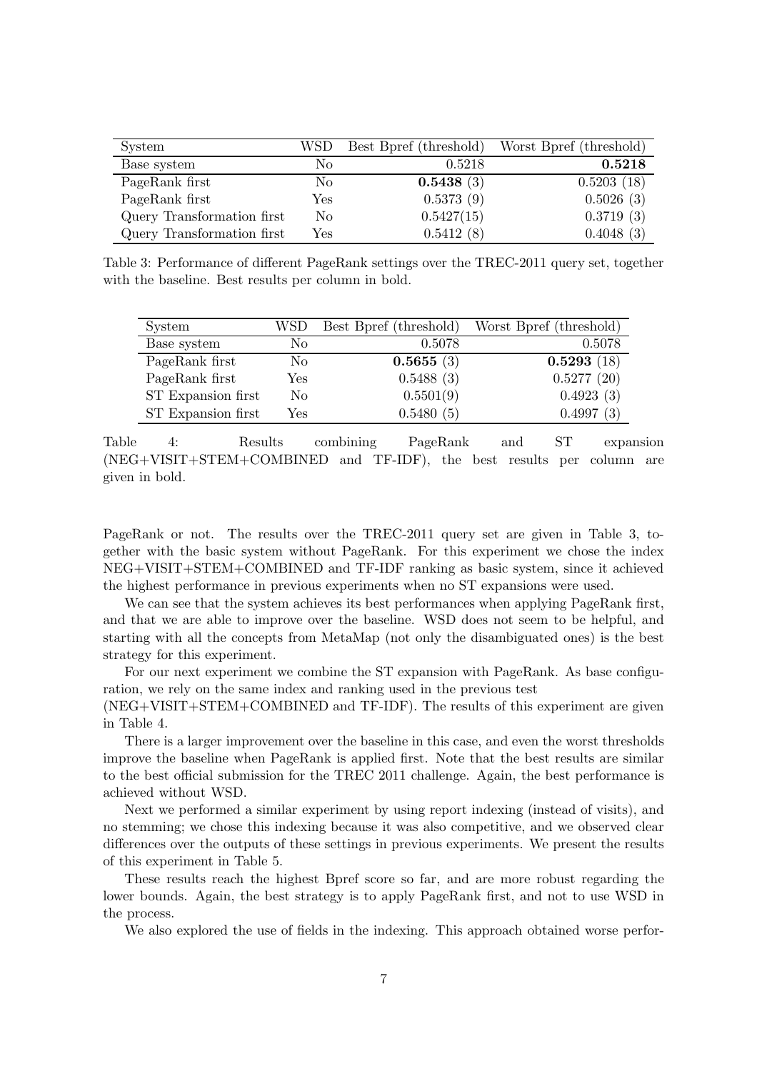| System | WSD | Best Bpref (threshold) | Worst Bpref (threshold) |
|---|---|---|---|
| Base system | No | 0.5218 | **0.5218** |
| PageRank first | No | **0.5438** (3) | 0.5203 (18) |
| PageRank first | Yes | 0.5373 (9) | 0.5026 (3) |
| Query Transformation first | No | 0.5427(15) | 0.3719 (3) |
| Query Transformation first | Yes | 0.5412 (8) | 0.4048 (3) |

Table 3: Performance of different PageRank settings over the TREC-2011 query set, together with the baseline. Best results per column in bold.

| System | WSD | Best Bpref (threshold) | Worst Bpref (threshold) |
|---|---|---|---|
| Base system | No | 0.5078 | 0.5078 |
| PageRank first | No | **0.5655** (3) | **0.5293** (18) |
| PageRank first | Yes | 0.5488 (3) | 0.5277 (20) |
| ST Expansion first | No | 0.5501(9) | 0.4923 (3) |
| ST Expansion first | Yes | 0.5480 (5) | 0.4997 (3) |

Table 4: Results combining PageRank and ST expansion (NEG+VISIT+STEM+COMBINED and TF-IDF), the best results per column are given in bold.

PageRank or not. The results over the TREC-2011 query set are given in Table 3, together with the basic system without PageRank. For this experiment we chose the index NEG+VISIT+STEM+COMBINED and TF-IDF ranking as basic system, since it achieved the highest performance in previous experiments when no ST expansions were used.

We can see that the system achieves its best performances when applying PageRank first, and that we are able to improve over the baseline. WSD does not seem to be helpful, and starting with all the concepts from MetaMap (not only the disambiguated ones) is the best strategy for this experiment.

For our next experiment we combine the ST expansion with PageRank. As base configuration, we rely on the same index and ranking used in the previous test (NEG+VISIT+STEM+COMBINED and TF-IDF). The results of this experiment are given in Table 4.

There is a larger improvement over the baseline in this case, and even the worst thresholds improve the baseline when PageRank is applied first. Note that the best results are similar to the best official submission for the TREC 2011 challenge. Again, the best performance is achieved without WSD.

Next we performed a similar experiment by using report indexing (instead of visits), and no stemming; we chose this indexing because it was also competitive, and we observed clear differences over the outputs of these settings in previous experiments. We present the results of this experiment in Table 5.

These results reach the highest Bpref score so far, and are more robust regarding the lower bounds. Again, the best strategy is to apply PageRank first, and not to use WSD in the process.

We also explored the use of fields in the indexing. This approach obtained worse perfor-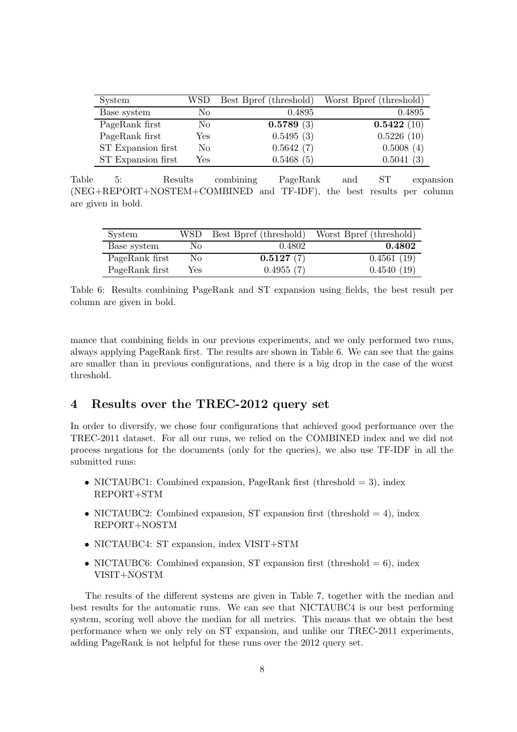| System | WSD | Best Bpref (threshold) | Worst Bpref (threshold) |
| --- | --- | --- | --- |
| Base system | No | 0.4895 | 0.4895 |
| PageRank first | No | **0.5789** (3) | **0.5422** (10) |
| PageRank first | Yes | 0.5495 (3) | 0.5226 (10) |
| ST Expansion first | No | 0.5642 (7) | 0.5008 (4) |
| ST Expansion first | Yes | 0.5468 (5) | 0.5041 (3) |

Table 5: Results combining PageRank and ST expansion (NEG+REPORT+NOSTEM+COMBINED and TF-IDF), the best results per column are given in bold.

| System | WSD | Best Bpref (threshold) | Worst Bpref (threshold) |
| --- | --- | --- | --- |
| Base system | No | 0.4802 | **0.4802** |
| PageRank first | No | **0.5127** (7) | 0.4561 (19) |
| PageRank first | Yes | 0.4955 (7) | 0.4540 (19) |

Table 6: Results combining PageRank and ST expansion using fields, the best result per column are given in bold.

mance that combining fields in our previous experiments, and we only performed two runs, always applying PageRank first. The results are shown in Table 6. We can see that the gains are smaller than in previous configurations, and there is a big drop in the case of the worst threshold.

## 4 Results over the TREC-2012 query set

In order to diversify, we chose four configurations that achieved good performance over the TREC-2011 dataset. For all our runs, we relied on the COMBINED index and we did not process negations for the documents (only for the queries), we also use TF-IDF in all the submitted runs:

- NICTAUBC1: Combined expansion, PageRank first (threshold = 3), index REPORT+STM
- NICTAUBC2: Combined expansion, ST expansion first (threshold = 4), index REPORT+NOSTM
- NICTAUBC4: ST expansion, index VISIT+STM
- NICTAUBC6: Combined expansion, ST expansion first (threshold = 6), index VISIT+NOSTM

The results of the different systems are given in Table 7, together with the median and best results for the automatic runs. We can see that NICTAUBC4 is our best performing system, scoring well above the median for all metrics. This means that we obtain the best performance when we only rely on ST expansion, and unlike our TREC-2011 experiments, adding PageRank is not helpful for these runs over the 2012 query set.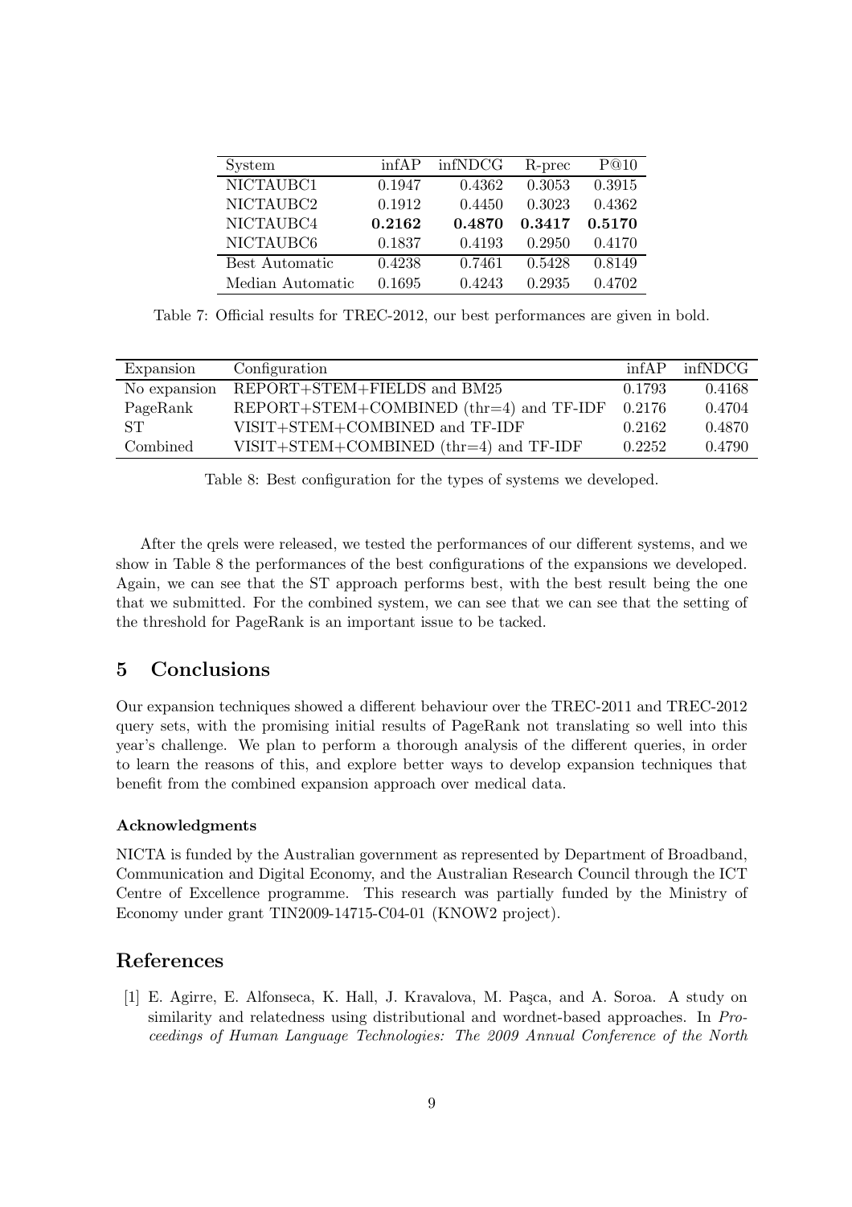| System | infAP | infNDCG | R-prec | P@10 |
|---|---|---|---|---|
| NICTAUBC1 | 0.1947 | 0.4362 | 0.3053 | 0.3915 |
| NICTAUBC2 | 0.1912 | 0.4450 | 0.3023 | 0.4362 |
| NICTAUBC4 | **0.2162** | **0.4870** | **0.3417** | **0.5170** |
| NICTAUBC6 | 0.1837 | 0.4193 | 0.2950 | 0.4170 |
| Best Automatic | 0.4238 | 0.7461 | 0.5428 | 0.8149 |
| Median Automatic | 0.1695 | 0.4243 | 0.2935 | 0.4702 |

Table 7: Official results for TREC-2012, our best performances are given in bold.

| Expansion | Configuration | infAP | infNDCG |
|---|---|---|---|
| No expansion | REPORT+STEM+FIELDS and BM25 | 0.1793 | 0.4168 |
| PageRank | REPORT+STEM+COMBINED (thr=4) and TF-IDF | 0.2176 | 0.4704 |
| ST | VISIT+STEM+COMBINED and TF-IDF | 0.2162 | 0.4870 |
| Combined | VISIT+STEM+COMBINED (thr=4) and TF-IDF | 0.2252 | 0.4790 |

Table 8: Best configuration for the types of systems we developed.

After the qrels were released, we tested the performances of our different systems, and we show in Table 8 the performances of the best configurations of the expansions we developed. Again, we can see that the ST approach performs best, with the best result being the one that we submitted. For the combined system, we can see that we can see that the setting of the threshold for PageRank is an important issue to be tacked.

## 5 Conclusions

Our expansion techniques showed a different behaviour over the TREC-2011 and TREC-2012 query sets, with the promising initial results of PageRank not translating so well into this year's challenge. We plan to perform a thorough analysis of the different queries, in order to learn the reasons of this, and explore better ways to develop expansion techniques that benefit from the combined expansion approach over medical data.

### Acknowledgments

NICTA is funded by the Australian government as represented by Department of Broadband, Communication and Digital Economy, and the Australian Research Council through the ICT Centre of Excellence programme. This research was partially funded by the Ministry of Economy under grant TIN2009-14715-C04-01 (KNOW2 project).

## References

[1] E. Agirre, E. Alfonseca, K. Hall, J. Kravalova, M. Paşca, and A. Soroa. A study on similarity and relatedness using distributional and wordnet-based approaches. In *Proceedings of Human Language Technologies: The 2009 Annual Conference of the North*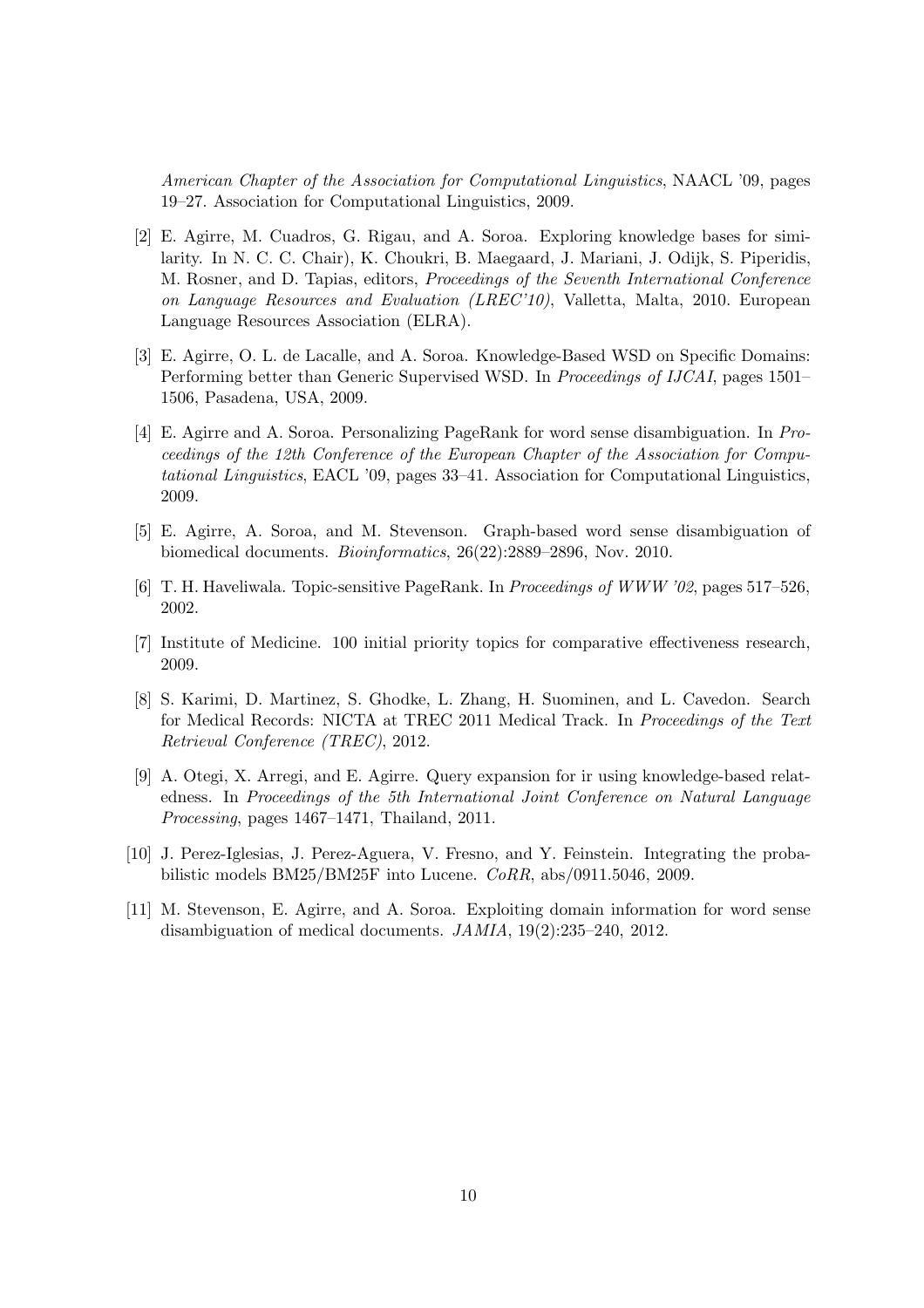*American Chapter of the Association for Computational Linguistics*, NAACL '09, pages 19–27. Association for Computational Linguistics, 2009.

[2] E. Agirre, M. Cuadros, G. Rigau, and A. Soroa. Exploring knowledge bases for similarity. In N. C. C. Chair), K. Choukri, B. Maegaard, J. Mariani, J. Odijk, S. Piperidis, M. Rosner, and D. Tapias, editors, *Proceedings of the Seventh International Conference on Language Resources and Evaluation (LREC'10)*, Valletta, Malta, 2010. European Language Resources Association (ELRA).

[3] E. Agirre, O. L. de Lacalle, and A. Soroa. Knowledge-Based WSD on Specific Domains: Performing better than Generic Supervised WSD. In *Proceedings of IJCAI*, pages 1501–1506, Pasadena, USA, 2009.

[4] E. Agirre and A. Soroa. Personalizing PageRank for word sense disambiguation. In *Proceedings of the 12th Conference of the European Chapter of the Association for Computational Linguistics*, EACL '09, pages 33–41. Association for Computational Linguistics, 2009.

[5] E. Agirre, A. Soroa, and M. Stevenson. Graph-based word sense disambiguation of biomedical documents. *Bioinformatics*, 26(22):2889–2896, Nov. 2010.

[6] T. H. Haveliwala. Topic-sensitive PageRank. In *Proceedings of WWW '02*, pages 517–526, 2002.

[7] Institute of Medicine. 100 initial priority topics for comparative effectiveness research, 2009.

[8] S. Karimi, D. Martinez, S. Ghodke, L. Zhang, H. Suominen, and L. Cavedon. Search for Medical Records: NICTA at TREC 2011 Medical Track. In *Proceedings of the Text Retrieval Conference (TREC)*, 2012.

[9] A. Otegi, X. Arregi, and E. Agirre. Query expansion for ir using knowledge-based relatedness. In *Proceedings of the 5th International Joint Conference on Natural Language Processing*, pages 1467–1471, Thailand, 2011.

[10] J. Perez-Iglesias, J. Perez-Aguera, V. Fresno, and Y. Feinstein. Integrating the probabilistic models BM25/BM25F into Lucene. *CoRR*, abs/0911.5046, 2009.

[11] M. Stevenson, E. Agirre, and A. Soroa. Exploiting domain information for word sense disambiguation of medical documents. *JAMIA*, 19(2):235–240, 2012.